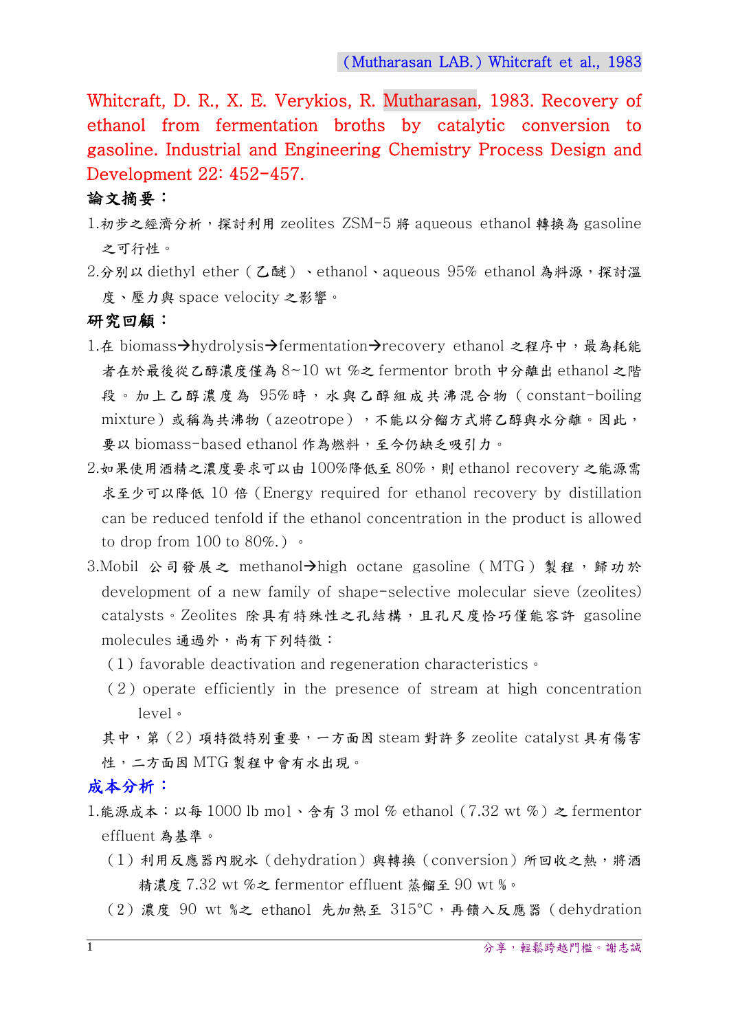Whitcraft, D. R., X. E. Verykios, R. Mutharasan, 1983. Recovery of ethanol from fermentation broths by catalytic conversion to gasoline. Industrial and Engineering Chemistry Process Design and Development 22: 452-457.

**論文摘要：**

1. 初步之經濟分析，探討利用 zeolites ZSM-5 將 aqueous ethanol 轉換為 gasoline 之可行性。
2. 分別以 diethyl ether（乙醚）、ethanol、aqueous 95% ethanol 為料源，探討溫度、壓力與 space velocity 之影響。

**研究回顧：**

1. 在 biomass→hydrolysis→fermentation→recovery ethanol 之程序中，最為耗能者在於最後從乙醇濃度僅為 8~10 wt %之 fermentor broth 中分離出 ethanol 之階段。加上乙醇濃度為 95%時，水與乙醇組成共沸混合物（constant-boiling mixture）或稱為共沸物（azeotrope），不能以分餾方式將乙醇與水分離。因此，要以 biomass-based ethanol 作為燃料，至今仍缺乏吸引力。
2. 如果使用酒精之濃度要求可以由 100%降低至 80%，則 ethanol recovery 之能源需求至少可以降低 10 倍（Energy required for ethanol recovery by distillation can be reduced tenfold if the ethanol concentration in the product is allowed to drop from 100 to 80%.）。
3. Mobil 公司發展之 methanol→high octane gasoline（MTG）製程，歸功於 development of a new family of shape-selective molecular sieve (zeolites) catalysts。Zeolites 除具有特殊性之孔結構，且孔尺度恰巧僅能容許 gasoline molecules 通過外，尚有下列特徵：

   （1）favorable deactivation and regeneration characteristics。

   （2）operate efficiently in the presence of stream at high concentration level。

   其中，第（2）項特徵特別重要，一方面因 steam 對許多 zeolite catalyst 具有傷害性，二方面因 MTG 製程中會有水出現。

**成本分析：**

1. 能源成本：以每 1000 lb mol、含有 3 mol % ethanol（7.32 wt %）之 fermentor effluent 為基準。

   （1）利用反應器內脫水（dehydration）與轉換（conversion）所回收之熱，將酒精濃度 7.32 wt %之 fermentor effluent 蒸餾至 90 wt %。

   （2）濃度 90 wt %之 ethanol 先加熱至 315°C，再饋入反應器（dehydration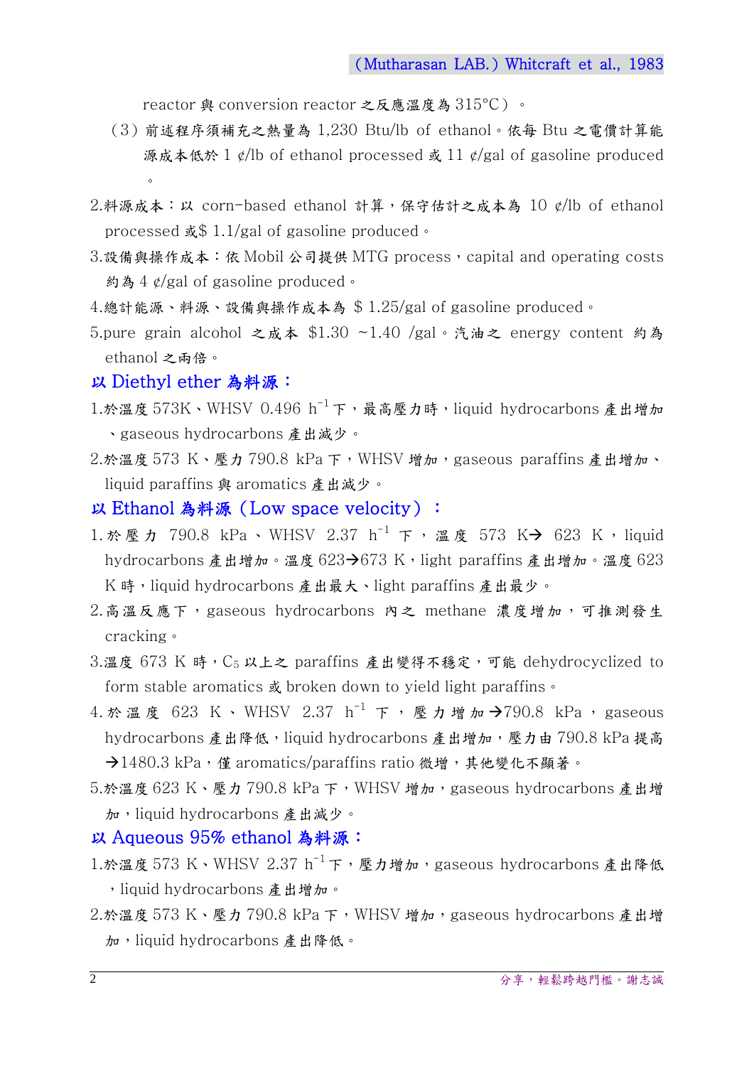reactor 與 conversion reactor 之反應溫度為 315°C）。

（3）前述程序須補充之熱量為 1,230 Btu/lb of ethanol。依每 Btu 之電價計算能源成本低於 1 ¢/lb of ethanol processed 或 11 ¢/gal of gasoline produced。

2.料源成本：以 corn-based ethanol 計算，保守估計之成本為 10 ¢/lb of ethanol processed 或$ 1.1/gal of gasoline produced。

3.設備與操作成本：依 Mobil 公司提供 MTG process，capital and operating costs 約為 4 ¢/gal of gasoline produced。

4.總計能源、料源、設備與操作成本為 $ 1.25/gal of gasoline produced。

5.pure grain alcohol 之成本 $1.30 ~1.40 /gal。汽油之 energy content 約為 ethanol 之兩倍。

### 以 Diethyl ether 為料源：

1.於溫度 573K、WHSV 0.496 $h^{-1}$ 下，最高壓力時，liquid hydrocarbons 產出增加、gaseous hydrocarbons 產出減少。

2.於溫度 573 K、壓力 790.8 kPa 下，WHSV 增加，gaseous paraffins 產出增加、liquid paraffins 與 aromatics 產出減少。

### 以 Ethanol 為料源（Low space velocity）：

1.於壓力 790.8 kPa、WHSV 2.37 $h^{-1}$ 下，溫度 573 K→ 623 K，liquid hydrocarbons 產出增加。溫度 623→673 K，light paraffins 產出增加。溫度 623 K 時，liquid hydrocarbons 產出最大、light paraffins 產出最少。

2.高溫反應下，gaseous hydrocarbons 內之 methane 濃度增加，可推測發生 cracking。

3.溫度 673 K 時，$C_5$ 以上之 paraffins 產出變得不穩定，可能 dehydrocyclized to form stable aromatics 或 broken down to yield light paraffins。

4.於溫度 623 K、WHSV 2.37 $h^{-1}$ 下，壓力增加→790.8 kPa，gaseous hydrocarbons 產出降低，liquid hydrocarbons 產出增加，壓力由 790.8 kPa 提高→1480.3 kPa，僅 aromatics/paraffins ratio 微增，其他變化不顯著。

5.於溫度 623 K、壓力 790.8 kPa 下，WHSV 增加，gaseous hydrocarbons 產出增加，liquid hydrocarbons 產出減少。

### 以 Aqueous 95% ethanol 為料源：

1.於溫度 573 K、WHSV 2.37 $h^{-1}$ 下，壓力增加，gaseous hydrocarbons 產出降低，liquid hydrocarbons 產出增加。

2.於溫度 573 K、壓力 790.8 kPa 下，WHSV 增加，gaseous hydrocarbons 產出增加，liquid hydrocarbons 產出降低。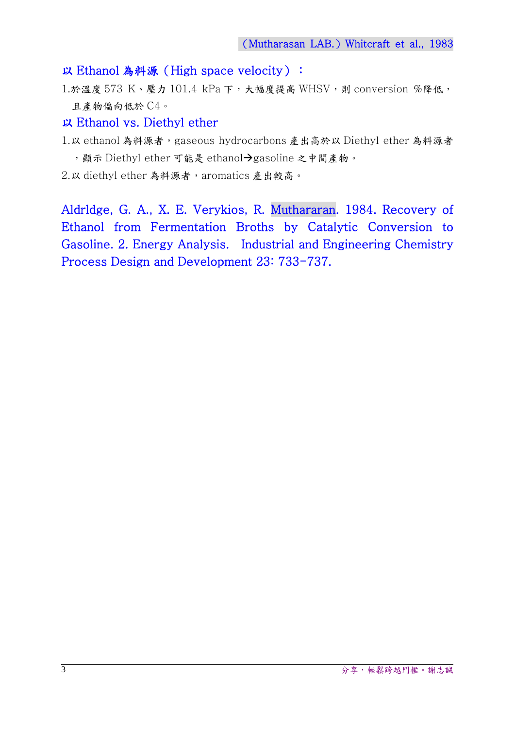（Mutharasan LAB.）Whitcraft et al., 1983

### 以 Ethanol 為料源（High space velocity）：

1.於溫度 573 K、壓力 101.4 kPa 下，大幅度提高 WHSV，則 conversion %降低，且產物偏向低於 C4。

### 以 Ethanol vs. Diethyl ether

1.以 ethanol 為料源者，gaseous hydrocarbons 產出高於以 Diethyl ether 為料源者，顯示 Diethyl ether 可能是 ethanol→gasoline 之中間產物。

2.以 diethyl ether 為料源者，aromatics 產出較高。

Aldrldge, G. A., X. E. Verykios, R. Muthararan. 1984. Recovery of Ethanol from Fermentation Broths by Catalytic Conversion to Gasoline. 2. Energy Analysis. Industrial and Engineering Chemistry Process Design and Development 23: 733-737.